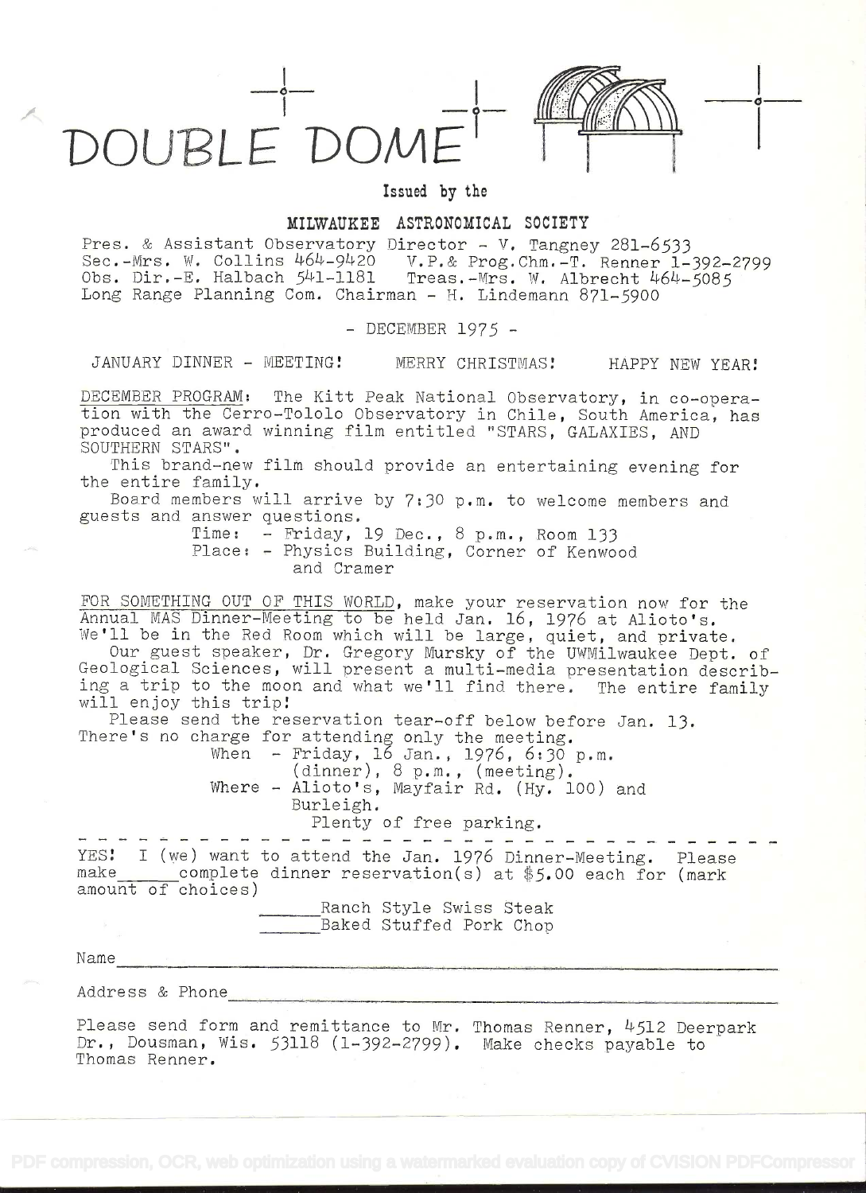# DOUBLE DOME

Issued by the

**MILWAUKEE ASTRONOMICAL SOCIETY**

Pres. & Assistant Observatory Director - V. Tangney 281-6533
Sec.-Mrs. W. Collins 464-9420 V.P.& Prog.Chm.-T. Renner 1-392-2799
Obs. Dir.-E. Halbach 541-1181 Treas.-Mrs. W. Albrecht 464-5085
Long Range Planning Com. Chairman - H. Lindemann 871-5900

\- DECEMBER 1975 -

JANUARY DINNER - MEETING! MERRY CHRISTMAS! HAPPY NEW YEAR!

DECEMBER PROGRAM: The Kitt Peak National Observatory, in co-operation with the Cerro-Tololo Observatory in Chile, South America, has produced an award winning film entitled "STARS, GALAXIES, AND SOUTHERN STARS".

This brand-new film should provide an entertaining evening for the entire family.

Board members will arrive by 7:30 p.m. to welcome members and guests and answer questions.

Time: - Friday, 19 Dec., 8 p.m., Room 133
Place: - Physics Building, Corner of Kenwood and Cramer

FOR SOMETHING OUT OF THIS WORLD, make your reservation now for the Annual MAS Dinner-Meeting to be held Jan. 16, 1976 at Alioto's. We'll be in the Red Room which will be large, quiet, and private.

Our guest speaker, Dr. Gregory Mursky of the UWMilwaukee Dept. of Geological Sciences, will present a multi-media presentation describing a trip to the moon and what we'll find there. The entire family will enjoy this trip!

Please send the reservation tear-off below before Jan. 13. There's no charge for attending only the meeting.

When - Friday, 16 Jan., 1976, 6:30 p.m. (dinner), 8 p.m., (meeting).
Where - Alioto's, Mayfair Rd. (Hy. 100) and Burleigh.
Plenty of free parking.

---

YES! I (we) want to attend the Jan. 1976 Dinner-Meeting. Please make\_\_\_\_\_\_complete dinner reservation(s) at $5.00 each for (mark amount of choices)

\_\_\_\_\_\_Ranch Style Swiss Steak
\_\_\_\_\_\_Baked Stuffed Pork Chop

Name\_\_\_\_\_\_\_\_\_\_\_\_\_\_\_\_\_\_\_\_\_\_\_\_\_\_\_\_\_\_\_\_\_\_\_\_\_\_\_\_

Address & Phone\_\_\_\_\_\_\_\_\_\_\_\_\_\_\_\_\_\_\_\_\_\_\_\_\_\_\_\_\_\_\_\_\_\_

Please send form and remittance to Mr. Thomas Renner, 4512 Deerpark Dr., Dousman, Wis. 53118 (1-392-2799). Make checks payable to Thomas Renner.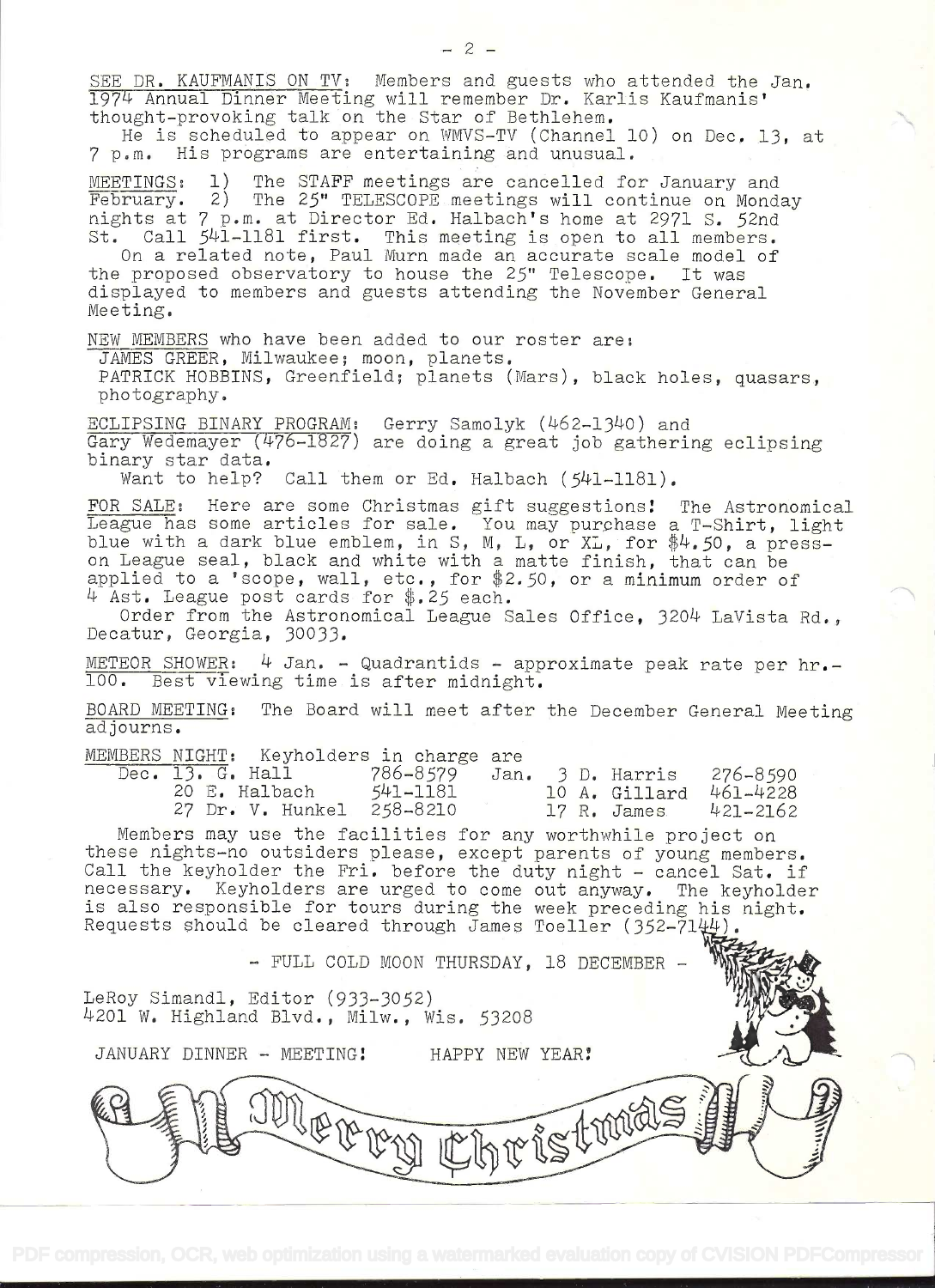SEE DR. KAUFMANIS ON TV: Members and guests who attended the Jan. 1974 Annual Dinner Meeting will remember Dr. Karlis Kaufmanis' thought-provoking talk on the Star of Bethlehem.

He is scheduled to appear on WMVS-TV (Channel 10) on Dec. 13, at 7 p.m. His programs are entertaining and unusual.

MEETINGS: 1) The STAFF meetings are cancelled for January and February. 2) The 25" TELESCOPE meetings will continue on Monday nights at 7 p.m. at Director Ed. Halbach's home at 2971 S. 52nd St. Call 541-1181 first. This meeting is open to all members.

On a related note, Paul Murn made an accurate scale model of the proposed observatory to house the 25" Telescope. It was displayed to members and guests attending the November General Meeting.

NEW MEMBERS who have been added to our roster are:
JAMES GREER, Milwaukee; moon, planets.
PATRICK HOBBINS, Greenfield; planets (Mars), black holes, quasars, photography.

ECLIPSING BINARY PROGRAM: Gerry Samolyk (462-1340) and Gary Wedemayer (476-1827) are doing a great job gathering eclipsing binary star data.

Want to help? Call them or Ed. Halbach (541-1181).

FOR SALE: Here are some Christmas gift suggestions! The Astronomical League has some articles for sale. You may purchase a T-Shirt, light blue with a dark blue emblem, in S, M, L, or XL, for $4.50, a press-on League seal, black and white with a matte finish, that can be applied to a 'scope, wall, etc., for $2.50, or a minimum order of 4 Ast. League post cards for $.25 each.

Order from the Astronomical League Sales Office, 3204 LaVista Rd., Decatur, Georgia, 30033.

METEOR SHOWER: 4 Jan. - Quadrantids - approximate peak rate per hr.- 100. Best viewing time is after midnight.

BOARD MEETING: The Board will meet after the December General Meeting adjourns.

MEMBERS NIGHT: Keyholders in charge are

| | | | | | |
|---|---|---|---|---|---|
| Dec. 13. G. Hall | 786-8579 | Jan. | 3 D. Harris | 276-8590 |
| 20 E. Halbach | 541-1181 | | 10 A. Gillard | 461-4228 |
| 27 Dr. V. Hunkel | 258-8210 | | 17 R. James | 421-2162 |

Members may use the facilities for any worthwhile project on these nights-no outsiders please, except parents of young members. Call the keyholder the Fri. before the duty night - cancel Sat. if necessary. Keyholders are urged to come out anyway. The keyholder is also responsible for tours during the week preceding his night. Requests should be cleared through James Toeller (352-7144).

\- FULL COLD MOON THURSDAY, 18 DECEMBER -

LeRoy Simandl, Editor (933-3052)
4201 W. Highland Blvd., Milw., Wis. 53208

JANUARY DINNER - MEETING! HAPPY NEW YEAR!

Merry Christmas